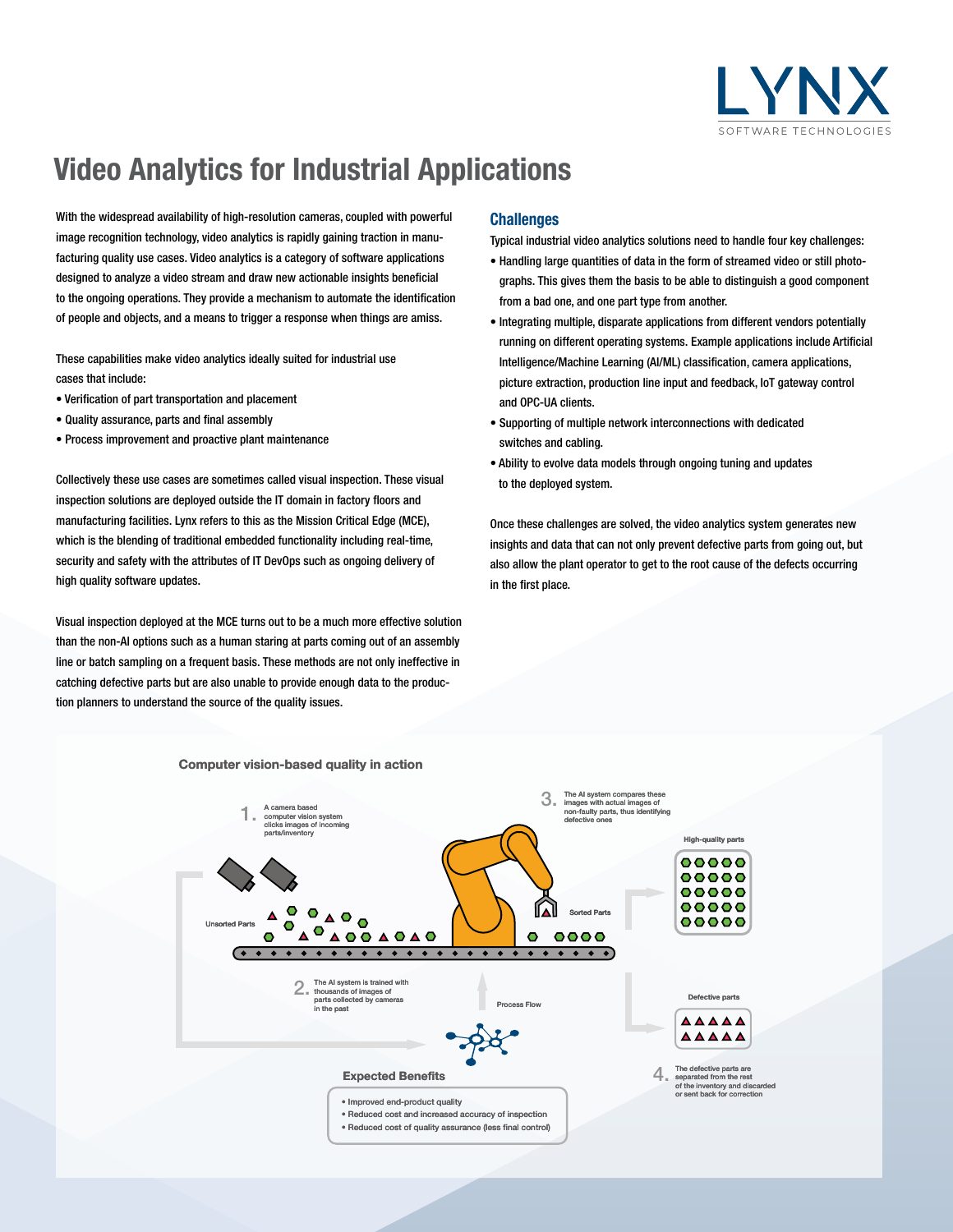# Video Analytics for Industrial Applications

With the widespread availability of high-resolution cameras, coupled with powerful image recognition technology, video analytics is rapidly gaining traction in manufacturing quality use cases. Video analytics is a category of software applications designed to analyze a video stream and draw new actionable insights beneficial to the ongoing operations. They provide a mechanism to automate the identification of people and objects, and a means to trigger a response when things are amiss.

These capabilities make video analytics ideally suited for industrial use cases that include:

- Verification of part transportation and placement
- Quality assurance, parts and final assembly
- Process improvement and proactive plant maintenance

Collectively these use cases are sometimes called visual inspection. These visual inspection solutions are deployed outside the IT domain in factory floors and manufacturing facilities. Lynx refers to this as the Mission Critical Edge (MCE), which is the blending of traditional embedded functionality including real-time, security and safety with the attributes of IT DevOps such as ongoing delivery of high quality software updates.

Visual inspection deployed at the MCE turns out to be a much more effective solution than the non-AI options such as a human staring at parts coming out of an assembly line or batch sampling on a frequent basis. These methods are not only ineffective in catching defective parts but are also unable to provide enough data to the production planners to understand the source of the quality issues.

## Challenges

Typical industrial video analytics solutions need to handle four key challenges:

- Handling large quantities of data in the form of streamed video or still photographs. This gives them the basis to be able to distinguish a good component from a bad one, and one part type from another.
- Integrating multiple, disparate applications from different vendors potentially running on different operating systems. Example applications include Artificial Intelligence/Machine Learning (AI/ML) classification, camera applications, picture extraction, production line input and feedback, IoT gateway control and OPC-UA clients.
- Supporting of multiple network interconnections with dedicated switches and cabling.
- Ability to evolve data models through ongoing tuning and updates to the deployed system.

Once these challenges are solved, the video analytics system generates new insights and data that can not only prevent defective parts from going out, but also allow the plant operator to get to the root cause of the defects occurring in the first place.

### Computer vision-based quality in action

1. A camera based computer vision system clicks images of incoming parts/inventory
2. The AI system is trained with thousands of images of parts collected by cameras in the past
3. The AI system compares these images with actual images of non-faulty parts, thus identifying defective ones
4. The defective parts are separated from the rest of the inventory and discarded or sent back for correction

Unsorted Parts — Sorted Parts — Process Flow — High-quality parts — Defective parts

**Expected Benefits**

- Improved end-product quality
- Reduced cost and increased accuracy of inspection
- Reduced cost of quality assurance (less final control)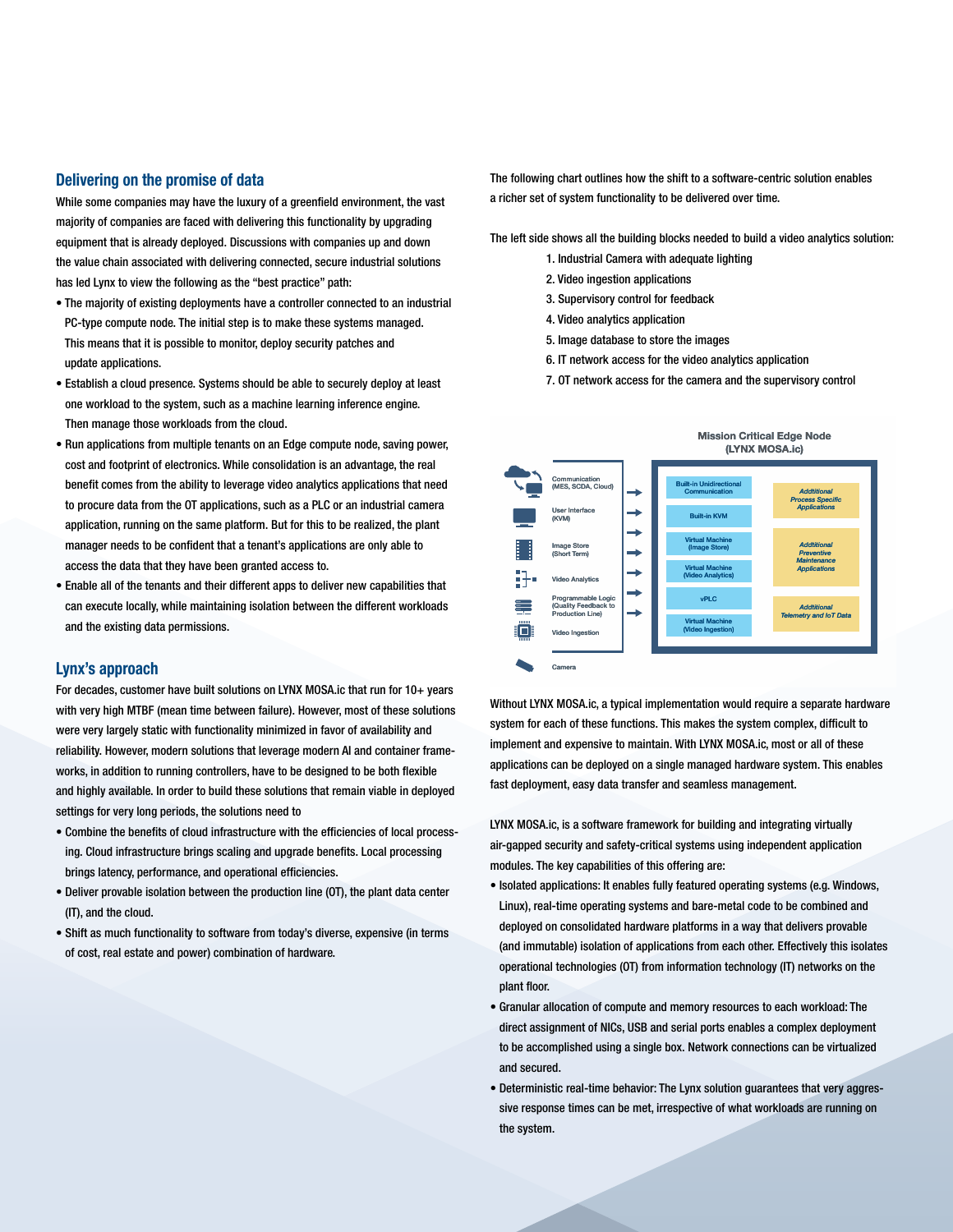## Delivering on the promise of data

While some companies may have the luxury of a greenfield environment, the vast majority of companies are faced with delivering this functionality by upgrading equipment that is already deployed. Discussions with companies up and down the value chain associated with delivering connected, secure industrial solutions has led Lynx to view the following as the "best practice" path:

- The majority of existing deployments have a controller connected to an industrial PC-type compute node. The initial step is to make these systems managed. This means that it is possible to monitor, deploy security patches and update applications.
- Establish a cloud presence. Systems should be able to securely deploy at least one workload to the system, such as a machine learning inference engine. Then manage those workloads from the cloud.
- Run applications from multiple tenants on an Edge compute node, saving power, cost and footprint of electronics. While consolidation is an advantage, the real benefit comes from the ability to leverage video analytics applications that need to procure data from the OT applications, such as a PLC or an industrial camera application, running on the same platform. But for this to be realized, the plant manager needs to be confident that a tenant's applications are only able to access the data that they have been granted access to.
- Enable all of the tenants and their different apps to deliver new capabilities that can execute locally, while maintaining isolation between the different workloads and the existing data permissions.

## Lynx's approach

For decades, customer have built solutions on LYNX MOSA.ic that run for 10+ years with very high MTBF (mean time between failure). However, most of these solutions were very largely static with functionality minimized in favor of availability and reliability. However, modern solutions that leverage modern AI and container frameworks, in addition to running controllers, have to be designed to be both flexible and highly available. In order to build these solutions that remain viable in deployed settings for very long periods, the solutions need to

- Combine the benefits of cloud infrastructure with the efficiencies of local processing. Cloud infrastructure brings scaling and upgrade benefits. Local processing brings latency, performance, and operational efficiencies.
- Deliver provable isolation between the production line (OT), the plant data center (IT), and the cloud.
- Shift as much functionality to software from today's diverse, expensive (in terms of cost, real estate and power) combination of hardware.

The following chart outlines how the shift to a software-centric solution enables a richer set of system functionality to be delivered over time.

The left side shows all the building blocks needed to build a video analytics solution:

1. Industrial Camera with adequate lighting
2. Video ingestion applications
3. Supervisory control for feedback
4. Video analytics application
5. Image database to store the images
6. IT network access for the video analytics application
7. OT network access for the camera and the supervisory control

**Mission Critical Edge Node (LYNX MOSA.ic)**

| Building block | LYNX MOSA.ic | Additional |
|---|---|---|
| Communication (MES, SCDA, Cloud) | Built-in Unidirectional Communication | *Additional Process Specific Applications* |
| User Interface (KVM) | Built-in KVM | |
| Image Store (Short Term) | Virtual Machine (Image Store) | *Additional Preventive Maintenance Applications* |
| Video Analytics | Virtual Machine (Video Analytics) | |
| Programmable Logic (Quality Feedback to Production Line) | vPLC | *Additional Telemetry and IoT Data* |
| Video Ingestion | Virtual Machine (Video Ingestion) | |
| Camera | | |

Without LYNX MOSA.ic, a typical implementation would require a separate hardware system for each of these functions. This makes the system complex, difficult to implement and expensive to maintain. With LYNX MOSA.ic, most or all of these applications can be deployed on a single managed hardware system. This enables fast deployment, easy data transfer and seamless management.

LYNX MOSA.ic, is a software framework for building and integrating virtually air-gapped security and safety-critical systems using independent application modules. The key capabilities of this offering are:

- Isolated applications: It enables fully featured operating systems (e.g. Windows, Linux), real-time operating systems and bare-metal code to be combined and deployed on consolidated hardware platforms in a way that delivers provable (and immutable) isolation of applications from each other. Effectively this isolates operational technologies (OT) from information technology (IT) networks on the plant floor.
- Granular allocation of compute and memory resources to each workload: The direct assignment of NICs, USB and serial ports enables a complex deployment to be accomplished using a single box. Network connections can be virtualized and secured.
- Deterministic real-time behavior: The Lynx solution guarantees that very aggressive response times can be met, irrespective of what workloads are running on the system.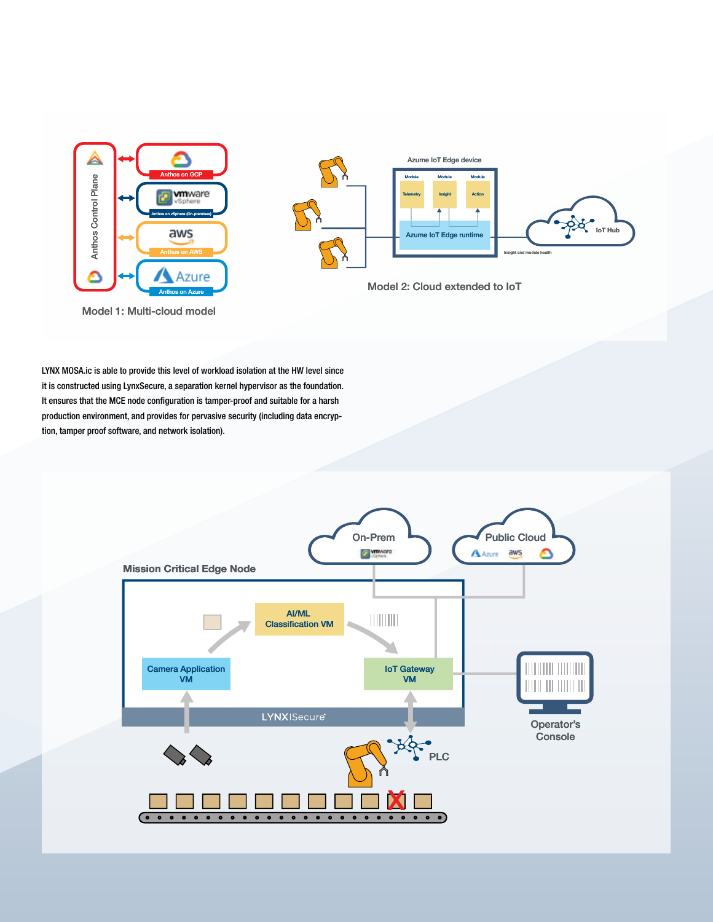Model 1: Multi-cloud model

Model 2: Cloud extended to IoT

LYNX MOSA.ic is able to provide this level of workload isolation at the HW level since it is constructed using LynxSecure, a separation kernel hypervisor as the foundation. It ensures that the MCE node configuration is tamper-proof and suitable for a harsh production environment, and provides for pervasive security (including data encryption, tamper proof software, and network isolation).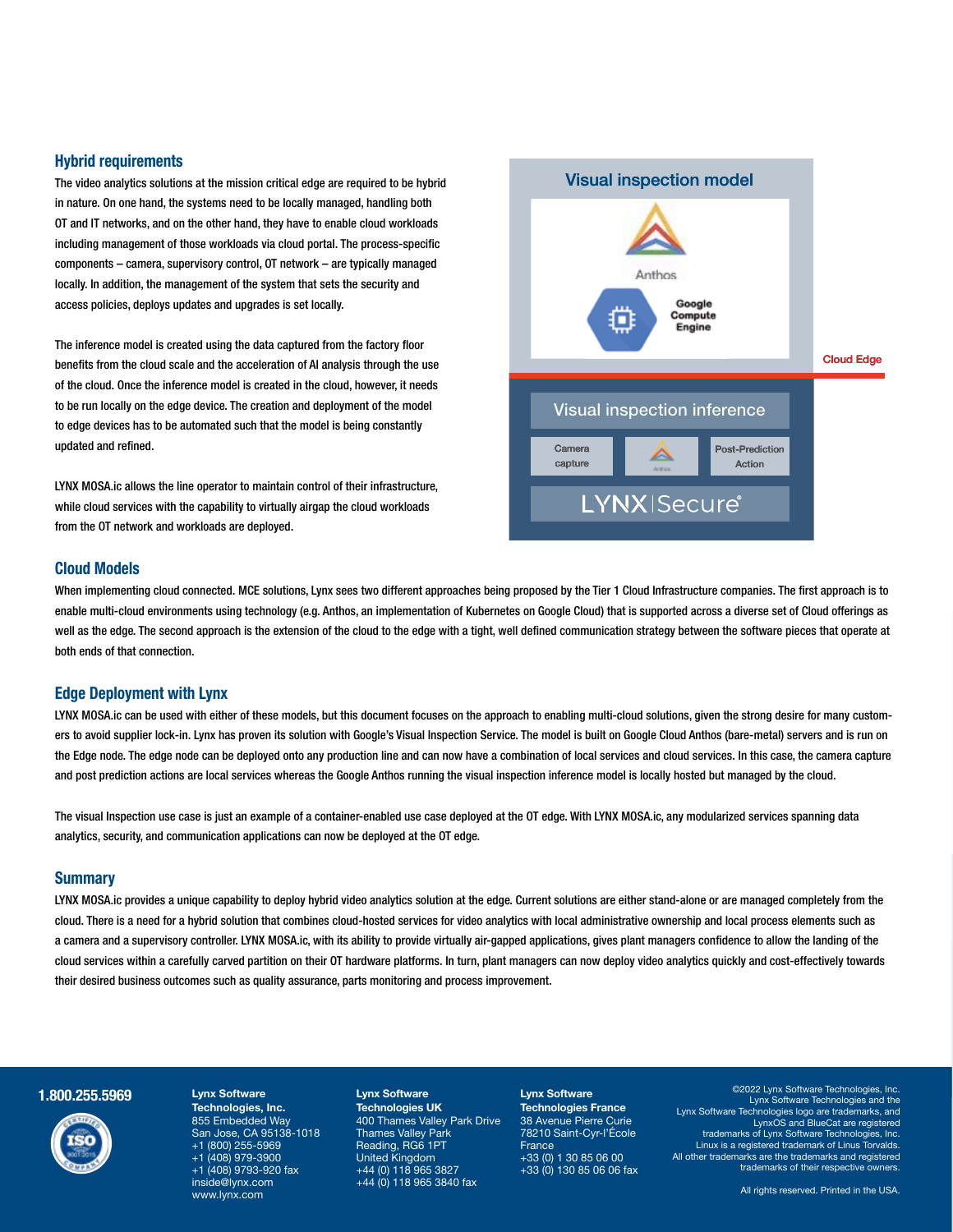## Hybrid requirements

The video analytics solutions at the mission critical edge are required to be hybrid in nature. On one hand, the systems need to be locally managed, handling both OT and IT networks, and on the other hand, they have to enable cloud workloads including management of those workloads via cloud portal. The process-specific components – camera, supervisory control, OT network – are typically managed locally. In addition, the management of the system that sets the security and access policies, deploys updates and upgrades is set locally.

The inference model is created using the data captured from the factory floor benefits from the cloud scale and the acceleration of AI analysis through the use of the cloud. Once the inference model is created in the cloud, however, it needs to be run locally on the edge device. The creation and deployment of the model to edge devices has to be automated such that the model is being constantly updated and refined.

LYNX MOSA.ic allows the line operator to maintain control of their infrastructure, while cloud services with the capability to virtually airgap the cloud workloads from the OT network and workloads are deployed.

Visual inspection model

Anthos

Google Compute Engine

Cloud Edge

Visual inspection inference

Camera capture

Anthos

Post-Prediction Action

LYNX|Secure®

## Cloud Models

When implementing cloud connected. MCE solutions, Lynx sees two different approaches being proposed by the Tier 1 Cloud Infrastructure companies. The first approach is to enable multi-cloud environments using technology (e.g. Anthos, an implementation of Kubernetes on Google Cloud) that is supported across a diverse set of Cloud offerings as well as the edge. The second approach is the extension of the cloud to the edge with a tight, well defined communication strategy between the software pieces that operate at both ends of that connection.

## Edge Deployment with Lynx

LYNX MOSA.ic can be used with either of these models, but this document focuses on the approach to enabling multi-cloud solutions, given the strong desire for many customers to avoid supplier lock-in. Lynx has proven its solution with Google's Visual Inspection Service. The model is built on Google Cloud Anthos (bare-metal) servers and is run on the Edge node. The edge node can be deployed onto any production line and can now have a combination of local services and cloud services. In this case, the camera capture and post prediction actions are local services whereas the Google Anthos running the visual inspection inference model is locally hosted but managed by the cloud.

The visual Inspection use case is just an example of a container-enabled use case deployed at the OT edge. With LYNX MOSA.ic, any modularized services spanning data analytics, security, and communication applications can now be deployed at the OT edge.

## Summary

LYNX MOSA.ic provides a unique capability to deploy hybrid video analytics solution at the edge. Current solutions are either stand-alone or are managed completely from the cloud. There is a need for a hybrid solution that combines cloud-hosted services for video analytics with local administrative ownership and local process elements such as a camera and a supervisory controller. LYNX MOSA.ic, with its ability to provide virtually air-gapped applications, gives plant managers confidence to allow the landing of the cloud services within a carefully carved partition on their OT hardware platforms. In turn, plant managers can now deploy video analytics quickly and cost-effectively towards their desired business outcomes such as quality assurance, parts monitoring and process improvement.

**1.800.255.5969**

**Lynx Software Technologies, Inc.**
855 Embedded Way
San Jose, CA 95138-1018
+1 (800) 255-5969
+1 (408) 979-3900
+1 (408) 9793-920 fax
inside@lynx.com
www.lynx.com

**Lynx Software Technologies UK**
400 Thames Valley Park Drive
Thames Valley Park
Reading, RG6 1PT
United Kingdom
+44 (0) 118 965 3827
+44 (0) 118 965 3840 fax

**Lynx Software Technologies France**
38 Avenue Pierre Curie
78210 Saint-Cyr-l'École
France
+33 (0) 1 30 85 06 00
+33 (0) 130 85 06 06 fax

©2022 Lynx Software Technologies, Inc. Lynx Software Technologies and the Lynx Software Technologies logo are trademarks, and LynxOS and BlueCat are registered trademarks of Lynx Software Technologies, Inc. Linux is a registered trademark of Linus Torvalds. All other trademarks are the trademarks and registered trademarks of their respective owners.

All rights reserved. Printed in the USA.